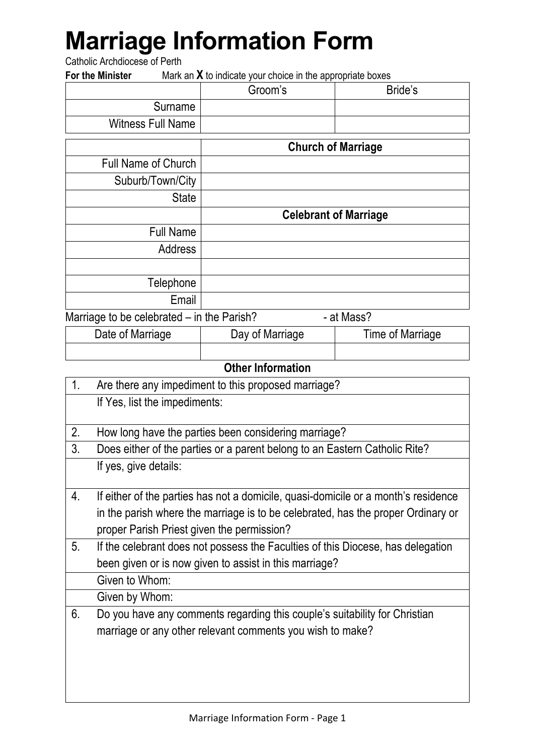# Marriage Information Form

Catholic Archdiocese of Perth

**For the Minister** Mark an **X** to indicate your choice in the appropriate boxes

| | Groom's | Bride's |
|---|---|---|
| Surname | | |
| Witness Full Name | | |

| | Church of Marriage |
|---|---|
| Full Name of Church | |
| Suburb/Town/City | |
| State | |
| | **Celebrant of Marriage** |
| Full Name | |
| Address | |
| | |
| Telephone | |
| Email | |

Marriage to be celebrated – in the Parish? - at Mass?

| Date of Marriage | Day of Marriage | Time of Marriage |
|---|---|---|
| | | |

**Other Information**

| | |
|---|---|
| 1. | Are there any impediment to this proposed marriage? |
| | If Yes, list the impediments: |
| 2. | How long have the parties been considering marriage? |
| 3. | Does either of the parties or a parent belong to an Eastern Catholic Rite? |
| | If yes, give details: |
| 4. | If either of the parties has not a domicile, quasi-domicile or a month's residence in the parish where the marriage is to be celebrated, has the proper Ordinary or proper Parish Priest given the permission? |
| 5. | If the celebrant does not possess the Faculties of this Diocese, has delegation been given or is now given to assist in this marriage? |
| | Given to Whom: |
| | Given by Whom: |
| 6. | Do you have any comments regarding this couple's suitability for Christian marriage or any other relevant comments you wish to make? |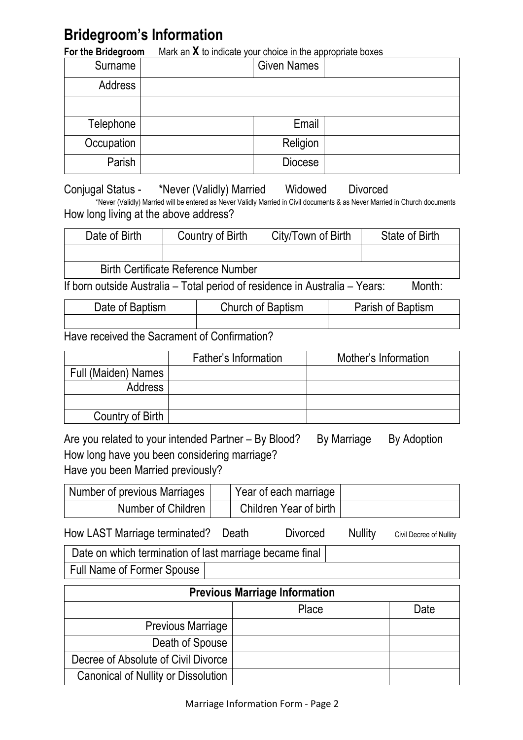# Bridegroom's Information

**For the Bridegroom** Mark an **X** to indicate your choice in the appropriate boxes

| Surname | | Given Names | |
|---|---|---|---|
| Address | | | |
| | | | |
| Telephone | | Email | |
| Occupation | | Religion | |
| Parish | | Diocese | |

Conjugal Status - \*Never (Validly) Married Widowed Divorced

\*Never (Validly) Married will be entered as Never Validly Married in Civil documents & as Never Married in Church documents

How long living at the above address?

| Date of Birth | Country of Birth | City/Town of Birth | State of Birth |
|---|---|---|---|
| | | | |
| Birth Certificate Reference Number | | | |

If born outside Australia – Total period of residence in Australia – Years: Month:

| Date of Baptism | Church of Baptism | Parish of Baptism |
|---|---|---|
| | | |

Have received the Sacrament of Confirmation?

| | Father's Information | Mother's Information |
|---|---|---|
| Full (Maiden) Names | | |
| Address | | |
| | | |
| Country of Birth | | |

Are you related to your intended Partner – By Blood? By Marriage By Adoption

How long have you been considering marriage?

Have you been Married previously?

| Number of previous Marriages | | Year of each marriage | |
|---|---|---|---|
| Number of Children | | Children Year of birth | |

How LAST Marriage terminated? Death Divorced Nullity Civil Decree of Nullity

| Date on which termination of last marriage became final | |
|---|---|
| Full Name of Former Spouse | |

| Previous Marriage Information | | |
|---|---|---|
| | Place | Date |
| Previous Marriage | | |
| Death of Spouse | | |
| Decree of Absolute of Civil Divorce | | |
| Canonical of Nullity or Dissolution | | |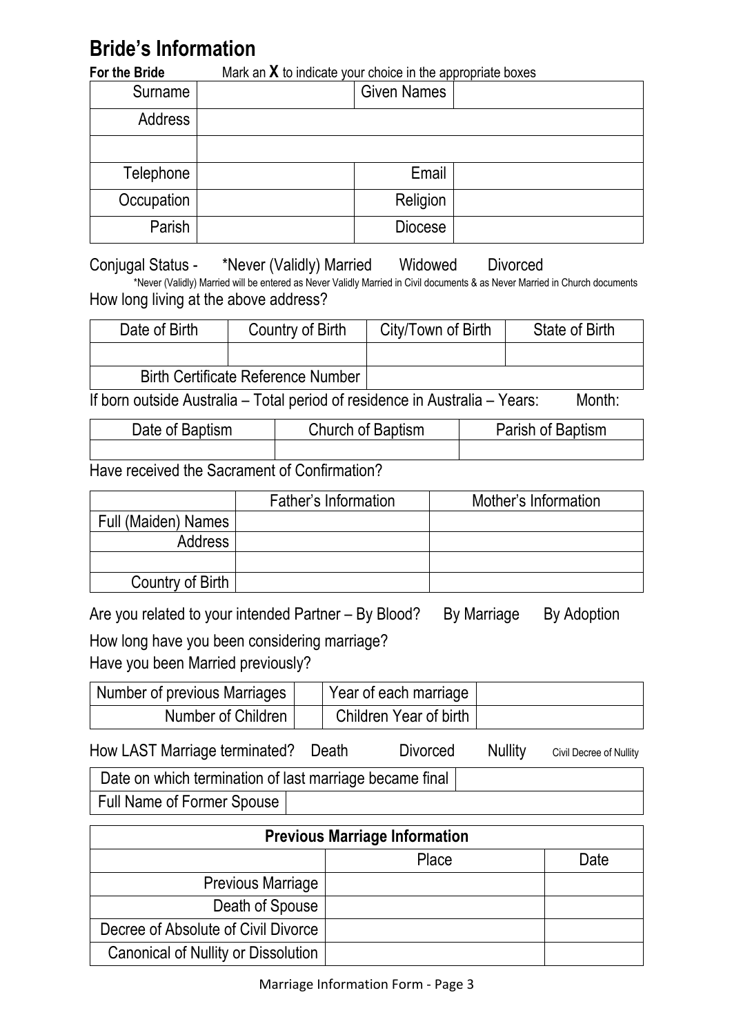# Bride's Information

**For the Bride** Mark an **X** to indicate your choice in the appropriate boxes

| Surname | | Given Names | |
|---|---|---|---|
| Address | | | |
| | | | |
| Telephone | | Email | |
| Occupation | | Religion | |
| Parish | | Diocese | |

Conjugal Status - *Never (Validly) Married Widowed Divorced

*Never (Validly) Married will be entered as Never Validly Married in Civil documents & as Never Married in Church documents

How long living at the above address?

| Date of Birth | Country of Birth | City/Town of Birth | State of Birth |
|---|---|---|---|
| | | | |
| Birth Certificate Reference Number | | | |

If born outside Australia – Total period of residence in Australia – Years: Month:

| Date of Baptism | Church of Baptism | Parish of Baptism |
|---|---|---|
| | | |

Have received the Sacrament of Confirmation?

| | Father's Information | Mother's Information |
|---|---|---|
| Full (Maiden) Names | | |
| Address | | |
| | | |
| Country of Birth | | |

Are you related to your intended Partner – By Blood? By Marriage By Adoption

How long have you been considering marriage?

Have you been Married previously?

| Number of previous Marriages | | Year of each marriage | |
|---|---|---|---|
| Number of Children | | Children Year of birth | |

How LAST Marriage terminated? Death Divorced Nullity Civil Decree of Nullity

| Date on which termination of last marriage became final | |
|---|---|
| Full Name of Former Spouse | |

| Previous Marriage Information | | |
|---|---|---|
| | Place | Date |
| Previous Marriage | | |
| Death of Spouse | | |
| Decree of Absolute of Civil Divorce | | |
| Canonical of Nullity or Dissolution | | |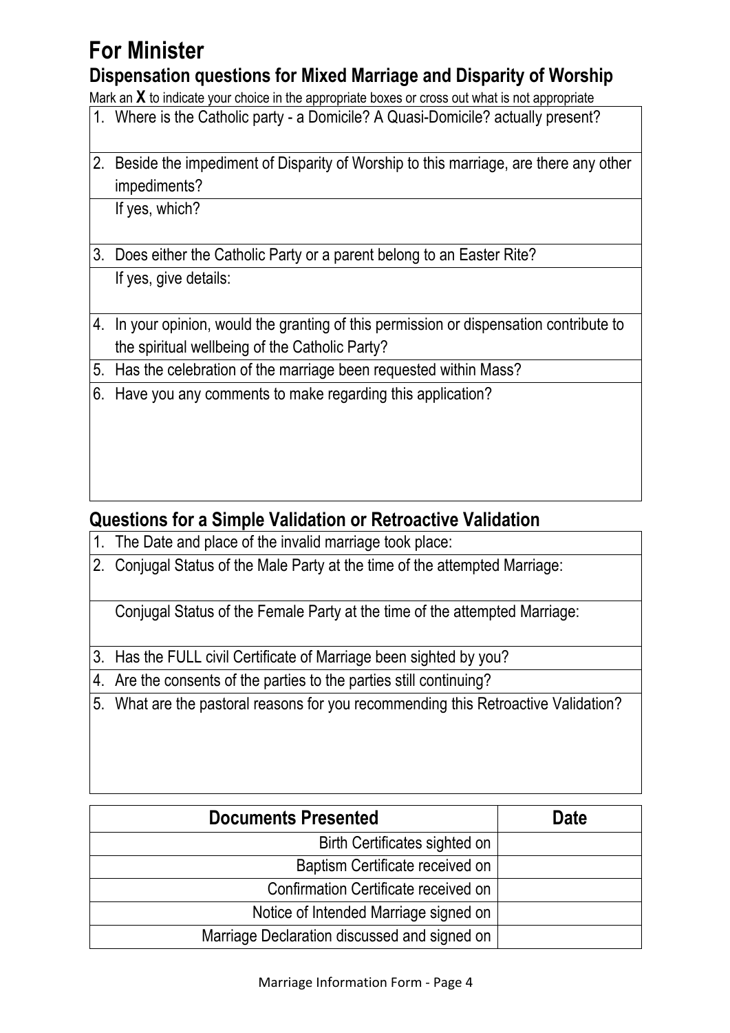# For Minister

## Dispensation questions for Mixed Marriage and Disparity of Worship

Mark an **X** to indicate your choice in the appropriate boxes or cross out what is not appropriate

1. Where is the Catholic party - a Domicile? A Quasi-Domicile? actually present?
2. Beside the impediment of Disparity of Worship to this marriage, are there any other impediments?

   If yes, which?
3. Does either the Catholic Party or a parent belong to an Easter Rite?

   If yes, give details:
4. In your opinion, would the granting of this permission or dispensation contribute to the spiritual wellbeing of the Catholic Party?
5. Has the celebration of the marriage been requested within Mass?
6. Have you any comments to make regarding this application?

## Questions for a Simple Validation or Retroactive Validation

1. The Date and place of the invalid marriage took place:
2. Conjugal Status of the Male Party at the time of the attempted Marriage:

   Conjugal Status of the Female Party at the time of the attempted Marriage:
3. Has the FULL civil Certificate of Marriage been sighted by you?
4. Are the consents of the parties to the parties still continuing?
5. What are the pastoral reasons for you recommending this Retroactive Validation?

| Documents Presented | Date |
|---|---|
| Birth Certificates sighted on | |
| Baptism Certificate received on | |
| Confirmation Certificate received on | |
| Notice of Intended Marriage signed on | |
| Marriage Declaration discussed and signed on | |